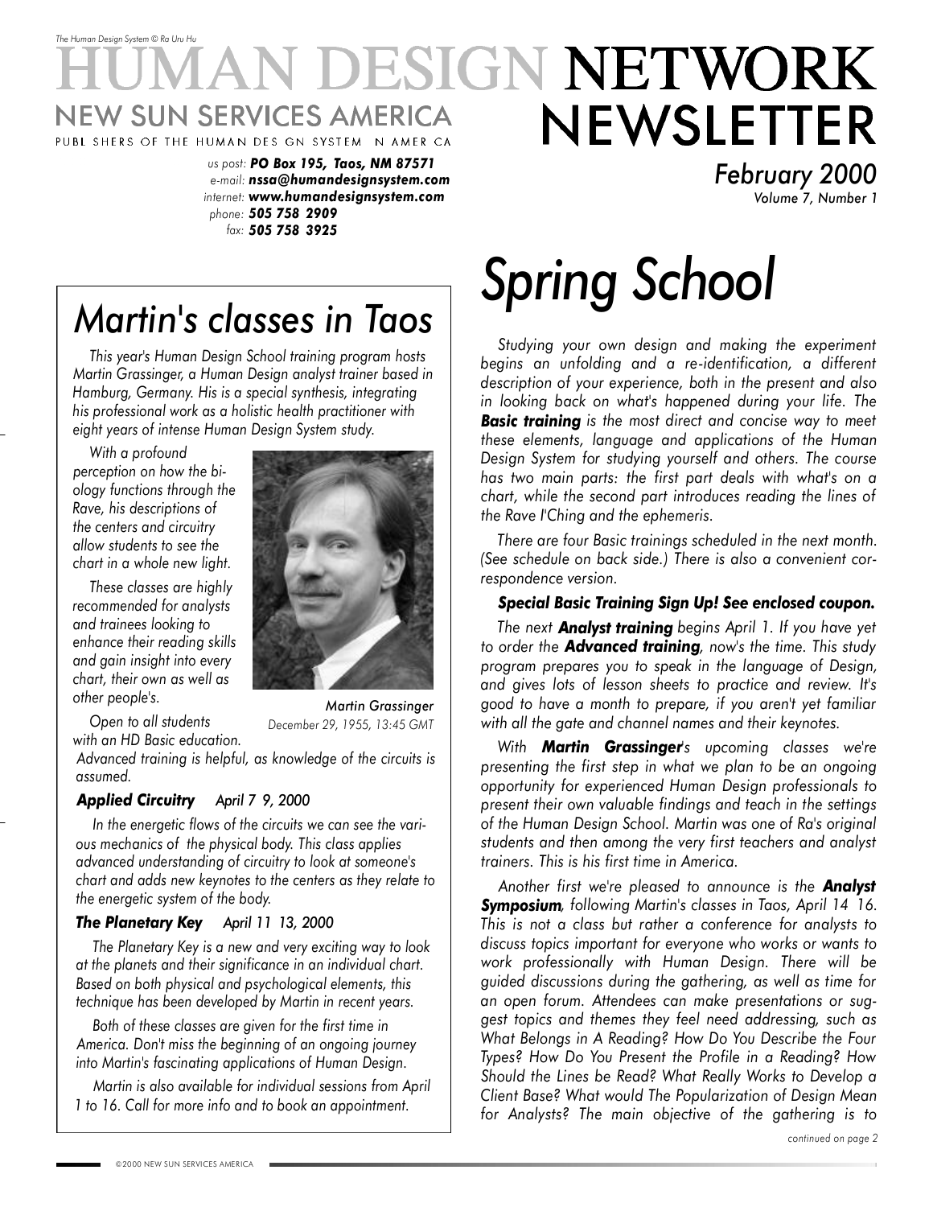*The Human Design System © Ra Uru Hu*

# HUMAN DESIGN NETWORK NEWSLETTER

NEW SUN SERVICES AMERICA

PUBLISHERS OF THE HUMAN DESIGN SYSTEM IN AMERICA

*us post:* ***PO Box 195, Taos, NM 87571***
*e-mail:* ***nssa@humandesignsystem.com***
*internet:* ***www.humandesignsystem.com***
*phone:* ***505 758 2909***
*fax:* ***505 758 3925***

*February 2000*
*Volume 7, Number 1*

## *Martin's classes in Taos*

*This year's Human Design School training program hosts Martin Grassinger, a Human Design analyst trainer based in Hamburg, Germany. His is a special synthesis, integrating his professional work as a holistic health practitioner with eight years of intense Human Design System study.*

*With a profound perception on how the biology functions through the Rave, his descriptions of the centers and circuitry allow students to see the chart in a whole new light.*

*These classes are highly recommended for analysts and trainees looking to enhance their reading skills and gain insight into every chart, their own as well as other people's.*

*Martin Grassinger*
*December 29, 1955, 13:45 GMT*

*Open to all students with an HD Basic education. Advanced training is helpful, as knowledge of the circuits is assumed.*

***Applied Circuitry*** *April 7 9, 2000*

*In the energetic flows of the circuits we can see the various mechanics of the physical body. This class applies advanced understanding of circuitry to look at someone's chart and adds new keynotes to the centers as they relate to the energetic system of the body.*

***The Planetary Key*** *April 11 13, 2000*

*The Planetary Key is a new and very exciting way to look at the planets and their significance in an individual chart. Based on both physical and psychological elements, this technique has been developed by Martin in recent years.*

*Both of these classes are given for the first time in America. Don't miss the beginning of an ongoing journey into Martin's fascinating applications of Human Design.*

*Martin is also available for individual sessions from April 1 to 16. Call for more info and to book an appointment.*

## *Spring School*

*Studying your own design and making the experiment begins an unfolding and a re-identification, a different description of your experience, both in the present and also in looking back on what's happened during your life. The* ***Basic training*** *is the most direct and concise way to meet these elements, language and applications of the Human Design System for studying yourself and others. The course has two main parts: the first part deals with what's on a chart, while the second part introduces reading the lines of the Rave I'Ching and the ephemeris.*

*There are four Basic trainings scheduled in the next month. (See schedule on back side.) There is also a convenient correspondence version.*

***Special Basic Training Sign Up! See enclosed coupon.***

*The next* ***Analyst training*** *begins April 1. If you have yet to order the* ***Advanced training****, now's the time. This study program prepares you to speak in the language of Design, and gives lots of lesson sheets to practice and review. It's good to have a month to prepare, if you aren't yet familiar with all the gate and channel names and their keynotes.*

*With* ***Martin Grassinger****'s upcoming classes we're presenting the first step in what we plan to be an ongoing opportunity for experienced Human Design professionals to present their own valuable findings and teach in the settings of the Human Design School. Martin was one of Ra's original students and then among the very first teachers and analyst trainers. This is his first time in America.*

*Another first we're pleased to announce is the* ***Analyst Symposium****, following Martin's classes in Taos, April 14 16. This is not a class but rather a conference for analysts to discuss topics important for everyone who works or wants to work professionally with Human Design. There will be guided discussions during the gathering, as well as time for an open forum. Attendees can make presentations or suggest topics and themes they feel need addressing, such as What Belongs in A Reading? How Do You Describe the Four Types? How Do You Present the Profile in a Reading? How Should the Lines be Read? What Really Works to Develop a Client Base? What would The Popularization of Design Mean for Analysts? The main objective of the gathering is to*

*continued on page 2*

©2000 NEW SUN SERVICES AMERICA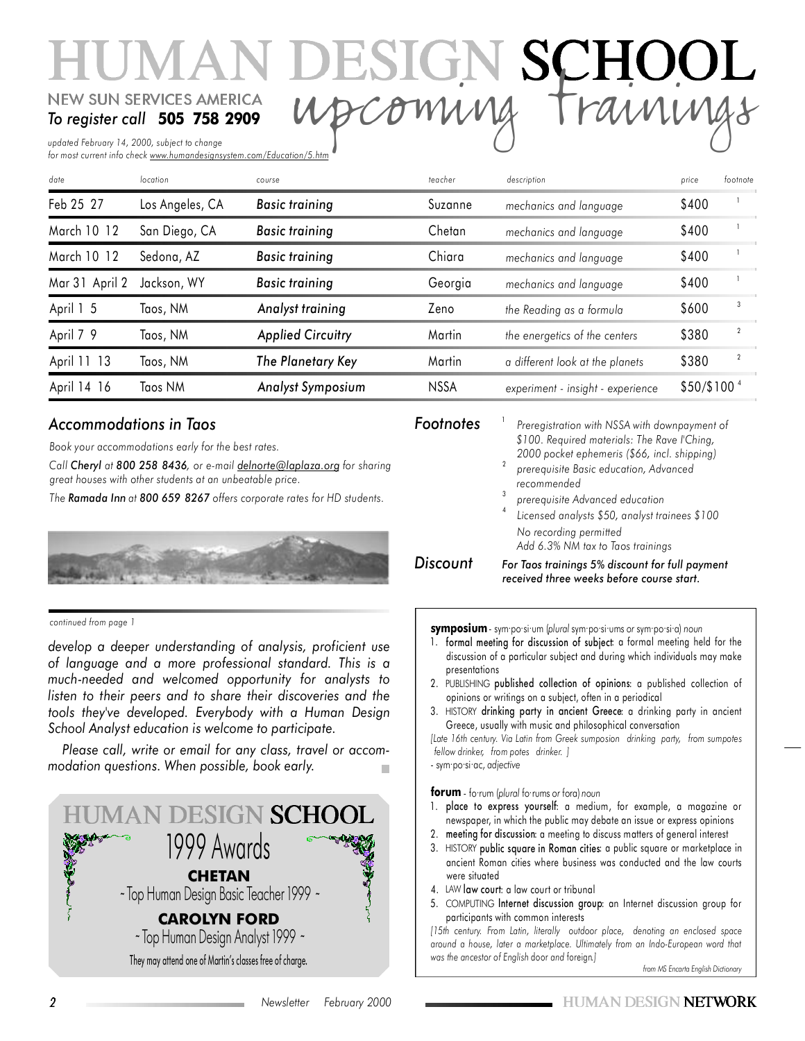# HUMAN DESIGN SCHOOL upcoming trainings

NEW SUN SERVICES AMERICA

*To register call* **505 758 2909**

*updated February 14, 2000, subject to change*
*for most current info check www.humandesignsystem.com/Education/5.htm*

| date | location | course | teacher | description | price | footnote |
|---|---|---|---|---|---|---|
| Feb 25 27 | Los Angeles, CA | *Basic training* | Suzanne | *mechanics and language* | $400 | 1 |
| March 10 12 | San Diego, CA | *Basic training* | Chetan | *mechanics and language* | $400 | 1 |
| March 10 12 | Sedona, AZ | *Basic training* | Chiara | *mechanics and language* | $400 | 1 |
| Mar 31 April 2 | Jackson, WY | *Basic training* | Georgia | *mechanics and language* | $400 | 1 |
| April 1 5 | Taos, NM | *Analyst training* | Zeno | *the Reading as a formula* | $600 | 3 |
| April 7 9 | Taos, NM | *Applied Circuitry* | Martin | *the energetics of the centers* | $380 | 2 |
| April 11 13 | Taos, NM | *The Planetary Key* | Martin | *a different look at the planets* | $380 | 2 |
| April 14 16 | Taos NM | *Analyst Symposium* | NSSA | *experiment - insight - experience* | $50/$100 | 4 |

## *Accommodations in Taos*

*Book your accommodations early for the best rates.*

*Call **Cheryl** at **800 258 8436**, or e-mail delnorte@laplaza.org for sharing great houses with other students at an unbeatable price.*

*The **Ramada Inn** at **800 659 8267** offers corporate rates for HD students.*

## *Footnotes*

1. *Preregistration with NSSA with downpayment of $100. Required materials: The Rave I'Ching, 2000 pocket ephemeris ($66, incl. shipping)*
2. *prerequisite Basic education, Advanced recommended*
3. *prerequisite Advanced education*
4. *Licensed analysts $50, analyst trainees $100*

*No recording permitted*
*Add 6.3% NM tax to Taos trainings*

## *Discount*

*For Taos trainings 5% discount for full payment received three weeks before course start.*

---

*continued from page 1*

*develop a deeper understanding of analysis, proficient use of language and a more professional standard. This is a much-needed and welcomed opportunity for analysts to listen to their peers and to share their discoveries and the tools they've developed. Everybody with a Human Design School Analyst education is welcome to participate.*

*Please call, write or email for any class, travel or accommodation questions. When possible, book early.*

## HUMAN DESIGN SCHOOL 1999 Awards

**CHETAN**
~ Top Human Design Basic Teacher 1999 ~

**CAROLYN FORD**
~ Top Human Design Analyst 1999 ~

They may attend one of Martin's classes free of charge.

---

**symposium** - sym·po·si·um (*plural* sym·po·si·ums *or* sym·po·si·a) *noun*

1. formal meeting for discussion of subject: a formal meeting held for the discussion of a particular subject and during which individuals may make presentations
2. PUBLISHING published collection of opinions: a published collection of opinions or writings on a subject, often in a periodical
3. HISTORY drinking party in ancient Greece: a drinking party in ancient Greece, usually with music and philosophical conversation

*[Late 16th century. Via Latin from Greek sumposion drinking party, from sumpotes fellow drinker, from potes drinker. ]*

- sym·po·si·ac, *adjective*

**forum** - fo·rum (*plural* fo·rums *or* fora) *noun*

1. place to express yourself: a medium, for example, a magazine or newspaper, in which the public may debate an issue or express opinions
2. meeting for discussion: a meeting to discuss matters of general interest
3. HISTORY public square in Roman cities: a public square or marketplace in ancient Roman cities where business was conducted and the law courts were situated
4. LAW law court: a law court or tribunal
5. COMPUTING Internet discussion group: an Internet discussion group for participants with common interests

*[15th century. From Latin, literally outdoor place, denoting an enclosed space around a house, later a marketplace. Ultimately from an Indo-European word that was the ancestor of English door and foreign.]*

*from MS Encarta English Dictionary*